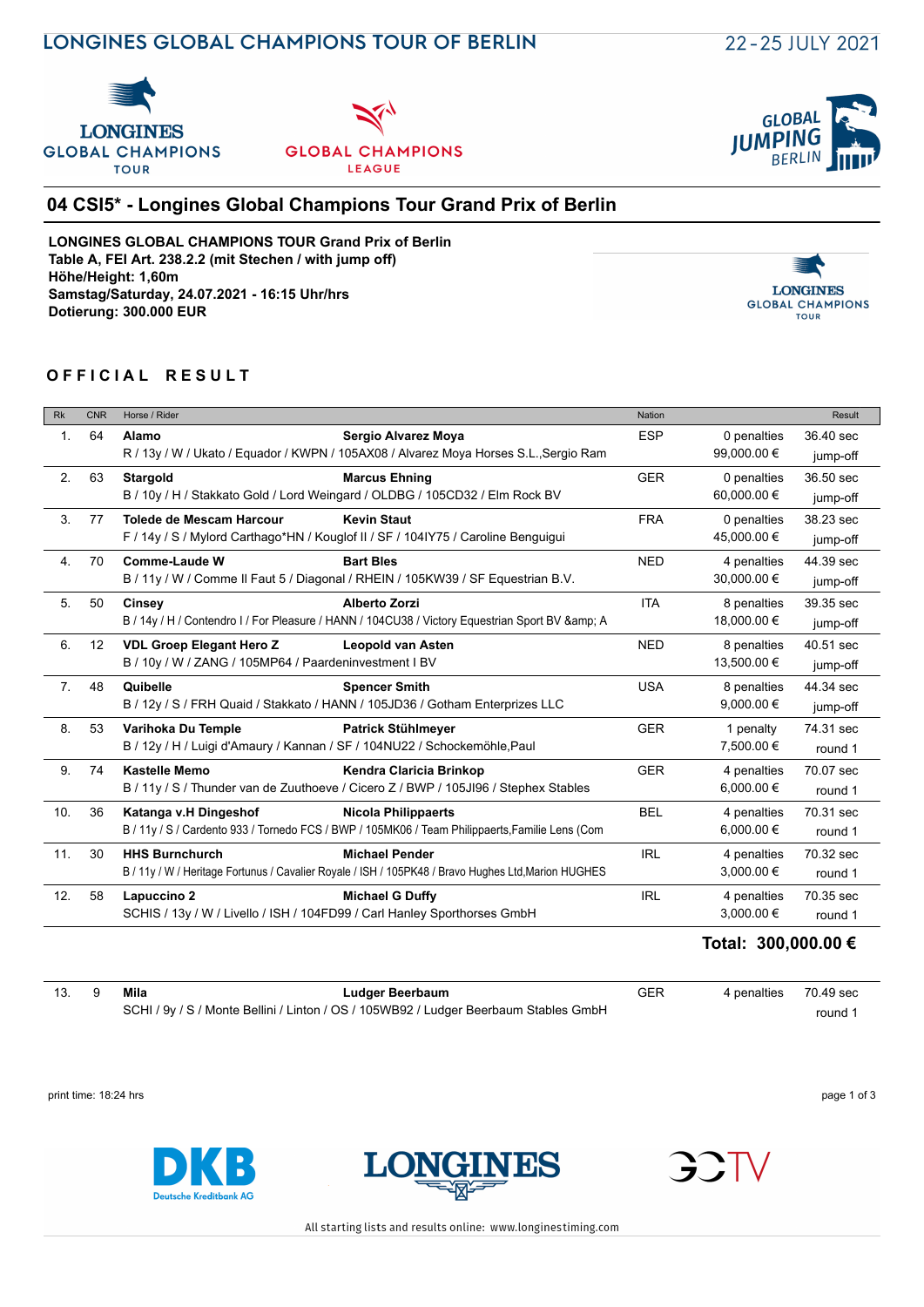LONGINES GLOBAL CHAMPIONS TOUR OF BERLIN — 22-25 JULY 2021

## 04 CSI5* - Longines Global Champions Tour Grand Prix of Berlin

**LONGINES GLOBAL CHAMPIONS TOUR Grand Prix of Berlin**
**Table A, FEI Art. 238.2.2 (mit Stechen / with jump off)**
**Höhe/Height: 1,60m**
**Samstag/Saturday, 24.07.2021 - 16:15 Uhr/hrs**
**Dotierung: 300.000 EUR**

### OFFICIAL RESULT

| Rk | CNR | Horse / Rider | | Nation | | Result |
|---|---|---|---|---|---|---|
| 1. | 64 | **Alamo**<br>R / 13y / W / Ukato / Equador / KWPN / 105AX08 / Alvarez Moya Horses S.L.,Sergio Ram | **Sergio Alvarez Moya** | ESP | 0 penalties<br>99,000.00 € | 36.40 sec<br>jump-off |
| 2. | 63 | **Stargold**<br>B / 10y / H / Stakkato Gold / Lord Weingard / OLDBG / 105CD32 / Elm Rock BV | **Marcus Ehning** | GER | 0 penalties<br>60,000.00 € | 36.50 sec<br>jump-off |
| 3. | 77 | **Tolede de Mescam Harcour**<br>F / 14y / S / Mylord Carthago*HN / Kouglof II / SF / 104IY75 / Caroline Benguigui | **Kevin Staut** | FRA | 0 penalties<br>45,000.00 € | 38.23 sec<br>jump-off |
| 4. | 70 | **Comme-Laude W**<br>B / 11y / W / Comme Il Faut 5 / Diagonal / RHEIN / 105KW39 / SF Equestrian B.V. | **Bart Bles** | NED | 4 penalties<br>30,000.00 € | 44.39 sec<br>jump-off |
| 5. | 50 | **Cinsey**<br>B / 14y / H / Contendro I / For Pleasure / HANN / 104CU38 / Victory Equestrian Sport BV &amp; A | **Alberto Zorzi** | ITA | 8 penalties<br>18,000.00 € | 39.35 sec<br>jump-off |
| 6. | 12 | **VDL Groep Elegant Hero Z**<br>B / 10y / W / ZANG / 105MP64 / Paardeninvestment I BV | **Leopold van Asten** | NED | 8 penalties<br>13,500.00 € | 40.51 sec<br>jump-off |
| 7. | 48 | **Quibelle**<br>B / 12y / S / FRH Quaid / Stakkato / HANN / 105JD36 / Gotham Enterprizes LLC | **Spencer Smith** | USA | 8 penalties<br>9,000.00 € | 44.34 sec<br>jump-off |
| 8. | 53 | **Varihoka Du Temple**<br>B / 12y / H / Luigi d'Amaury / Kannan / SF / 104NU22 / Schockemöhle,Paul | **Patrick Stühlmeyer** | GER | 1 penalty<br>7,500.00 € | 74.31 sec<br>round 1 |
| 9. | 74 | **Kastelle Memo**<br>B / 11y / S / Thunder van de Zuuthoeve / Cicero Z / BWP / 105JI96 / Stephex Stables | **Kendra Claricia Brinkop** | GER | 4 penalties<br>6,000.00 € | 70.07 sec<br>round 1 |
| 10. | 36 | **Katanga v.H Dingeshof**<br>B / 11y / S / Cardento 933 / Tornedo FCS / BWP / 105MK06 / Team Philippaerts,Familie Lens (Com | **Nicola Philippaerts** | BEL | 4 penalties<br>6,000.00 € | 70.31 sec<br>round 1 |
| 11. | 30 | **HHS Burnchurch**<br>B / 11y / W / Heritage Fortunus / Cavalier Royale / ISH / 105PK48 / Bravo Hughes Ltd,Marion HUGHES | **Michael Pender** | IRL | 4 penalties<br>3,000.00 € | 70.32 sec<br>round 1 |
| 12. | 58 | **Lapuccino 2**<br>SCHIS / 13y / W / Livello / ISH / 104FD99 / Carl Hanley Sporthorses GmbH | **Michael G Duffy** | IRL | 4 penalties<br>3,000.00 € | 70.35 sec<br>round 1 |

**Total: 300,000.00 €**

| Rk | CNR | Horse / Rider | | Nation | | Result |
|---|---|---|---|---|---|---|
| 13. | 9 | **Mila**<br>SCHI / 9y / S / Monte Bellini / Linton / OS / 105WB92 / Ludger Beerbaum Stables GmbH | **Ludger Beerbaum** | GER | 4 penalties | 70.49 sec<br>round 1 |

print time: 18:24 hrs

All starting lists and results online: www.longinestiming.com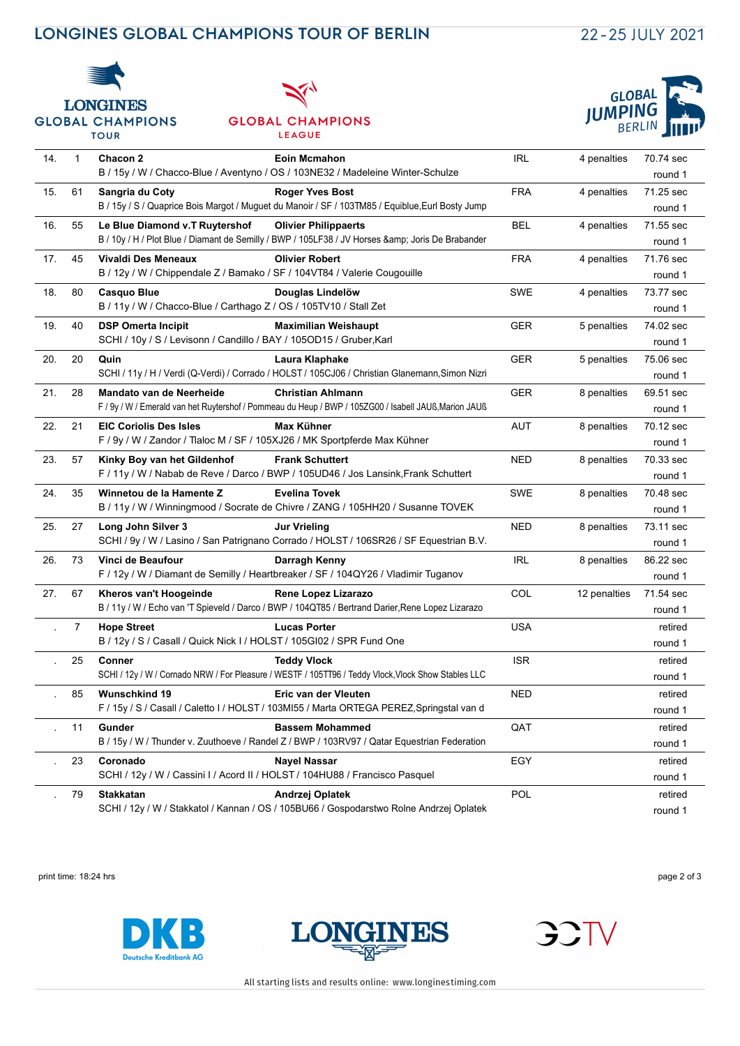# LONGINES GLOBAL CHAMPIONS TOUR OF BERLIN

22-25 JULY 2021

| Rank | No. | Horse / Details | Rider | Nation | Penalties | Time |
|---|---|---|---|---|---|---|
| 14. | 1 | **Chacon 2**<br>B / 15y / W / Chacco-Blue / Aventyno / OS / 103NE32 / Madeleine Winter-Schulze | **Eoin Mcmahon** | IRL | 4 penalties | 70.74 sec<br>round 1 |
| 15. | 61 | **Sangria du Coty**<br>B / 15y / S / Quaprice Bois Margot / Muguet du Manoir / SF / 103TM85 / Equiblue,Eurl Bosty Jump | **Roger Yves Bost** | FRA | 4 penalties | 71.25 sec<br>round 1 |
| 16. | 55 | **Le Blue Diamond v.T Ruytershof**<br>B / 10y / H / Plot Blue / Diamant de Semilly / BWP / 105LF38 / JV Horses &amp; Joris De Brabander | **Olivier Philippaerts** | BEL | 4 penalties | 71.55 sec<br>round 1 |
| 17. | 45 | **Vivaldi Des Meneaux**<br>B / 12y / W / Chippendale Z / Bamako / SF / 104VT84 / Valerie Cougouille | **Olivier Robert** | FRA | 4 penalties | 71.76 sec<br>round 1 |
| 18. | 80 | **Casquo Blue**<br>B / 11y / W / Chacco-Blue / Carthago Z / OS / 105TV10 / Stall Zet | **Douglas Lindelöw** | SWE | 4 penalties | 73.77 sec<br>round 1 |
| 19. | 40 | **DSP Omerta Incipit**<br>SCHI / 10y / S / Levisonn / Candillo / BAY / 105OD15 / Gruber,Karl | **Maximilian Weishaupt** | GER | 5 penalties | 74.02 sec<br>round 1 |
| 20. | 20 | **Quin**<br>SCHI / 11y / H / Verdi (Q-Verdi) / Corrado / HOLST / 105CJ06 / Christian Glanemann,Simon Nizri | **Laura Klaphake** | GER | 5 penalties | 75.06 sec<br>round 1 |
| 21. | 28 | **Mandato van de Neerheide**<br>F / 9y / W / Emerald van het Ruytershof / Pommeau du Heup / BWP / 105ZG00 / Isabell JAUß,Marion JAUß | **Christian Ahlmann** | GER | 8 penalties | 69.51 sec<br>round 1 |
| 22. | 21 | **EIC Coriolis Des Isles**<br>F / 9y / W / Zandor / Tlaloc M / SF / 105XJ26 / MK Sportpferde Max Kühner | **Max Kühner** | AUT | 8 penalties | 70.12 sec<br>round 1 |
| 23. | 57 | **Kinky Boy van het Gildenhof**<br>F / 11y / W / Nabab de Reve / Darco / BWP / 105UD46 / Jos Lansink,Frank Schuttert | **Frank Schuttert** | NED | 8 penalties | 70.33 sec<br>round 1 |
| 24. | 35 | **Winnetou de la Hamente Z**<br>B / 11y / W / Winningmood / Socrate de Chivre / ZANG / 105HH20 / Susanne TOVEK | **Evelina Tovek** | SWE | 8 penalties | 70.48 sec<br>round 1 |
| 25. | 27 | **Long John Silver 3**<br>SCHI / 9y / W / Lasino / San Patrignano Corrado / HOLST / 106SR26 / SF Equestrian B.V. | **Jur Vrieling** | NED | 8 penalties | 73.11 sec<br>round 1 |
| 26. | 73 | **Vinci de Beaufour**<br>F / 12y / W / Diamant de Semilly / Heartbreaker / SF / 104QY26 / Vladimir Tuganov | **Darragh Kenny** | IRL | 8 penalties | 86.22 sec<br>round 1 |
| 27. | 67 | **Kheros van't Hoogeinde**<br>B / 11y / W / Echo van 'T Spieveld / Darco / BWP / 104QT85 / Bertrand Darier,Rene Lopez Lizarazo | **Rene Lopez Lizarazo** | COL | 12 penalties | 71.54 sec<br>round 1 |
| . | 7 | **Hope Street**<br>B / 12y / S / Casall / Quick Nick I / HOLST / 105GI02 / SPR Fund One | **Lucas Porter** | USA | | retired<br>round 1 |
| . | 25 | **Conner**<br>SCHI / 12y / W / Cornado NRW / For Pleasure / WESTF / 105TT96 / Teddy Vlock,Vlock Show Stables LLC | **Teddy Vlock** | ISR | | retired<br>round 1 |
| . | 85 | **Wunschkind 19**<br>F / 15y / S / Casall / Caletto I / HOLST / 103MI55 / Marta ORTEGA PEREZ,Springstal van d | **Eric van der Vleuten** | NED | | retired<br>round 1 |
| . | 11 | **Gunder**<br>B / 15y / W / Thunder v. Zuuthoeve / Randel Z / BWP / 103RV97 / Qatar Equestrian Federation | **Bassem Mohammed** | QAT | | retired<br>round 1 |
| . | 23 | **Coronado**<br>SCHI / 12y / W / Cassini I / Acord II / HOLST / 104HU88 / Francisco Pasquel | **Nayel Nassar** | EGY | | retired<br>round 1 |
| . | 79 | **Stakkatan**<br>SCHI / 12y / W / Stakkatol / Kannan / OS / 105BU66 / Gospodarstwo Rolne Andrzej Oplatek | **Andrzej Oplatek** | POL | | retired<br>round 1 |

print time: 18:24 hrs

All starting lists and results online: www.longinestiming.com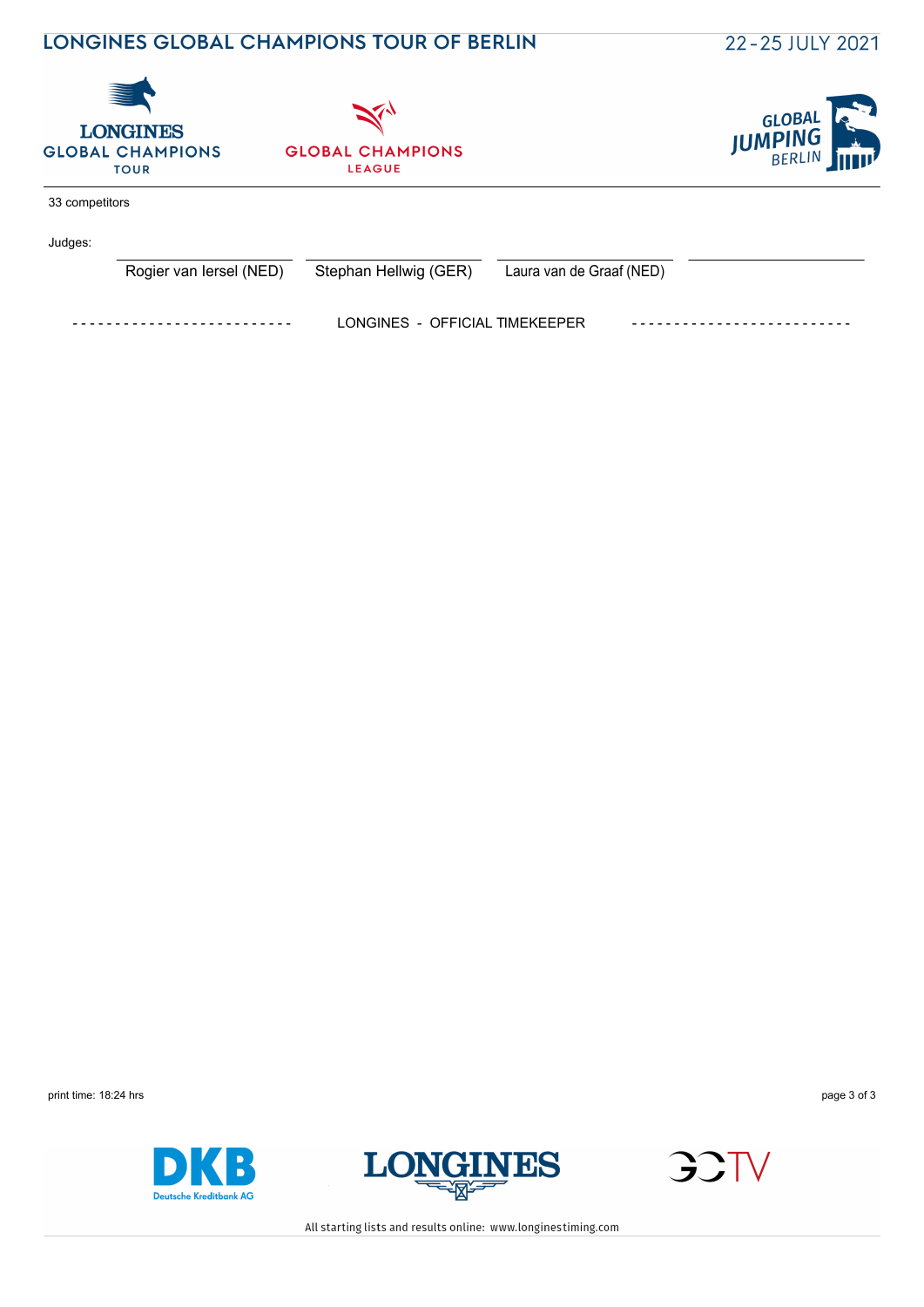33 competitors

Judges:

| | | | |
|---|---|---|---|
| Rogier van Iersel (NED) | Stephan Hellwig (GER) | Laura van de Graaf (NED) | |

LONGINES - OFFICIAL TIMEKEEPER

print time: 18:24 hrs

All starting lists and results online: www.longinestiming.com